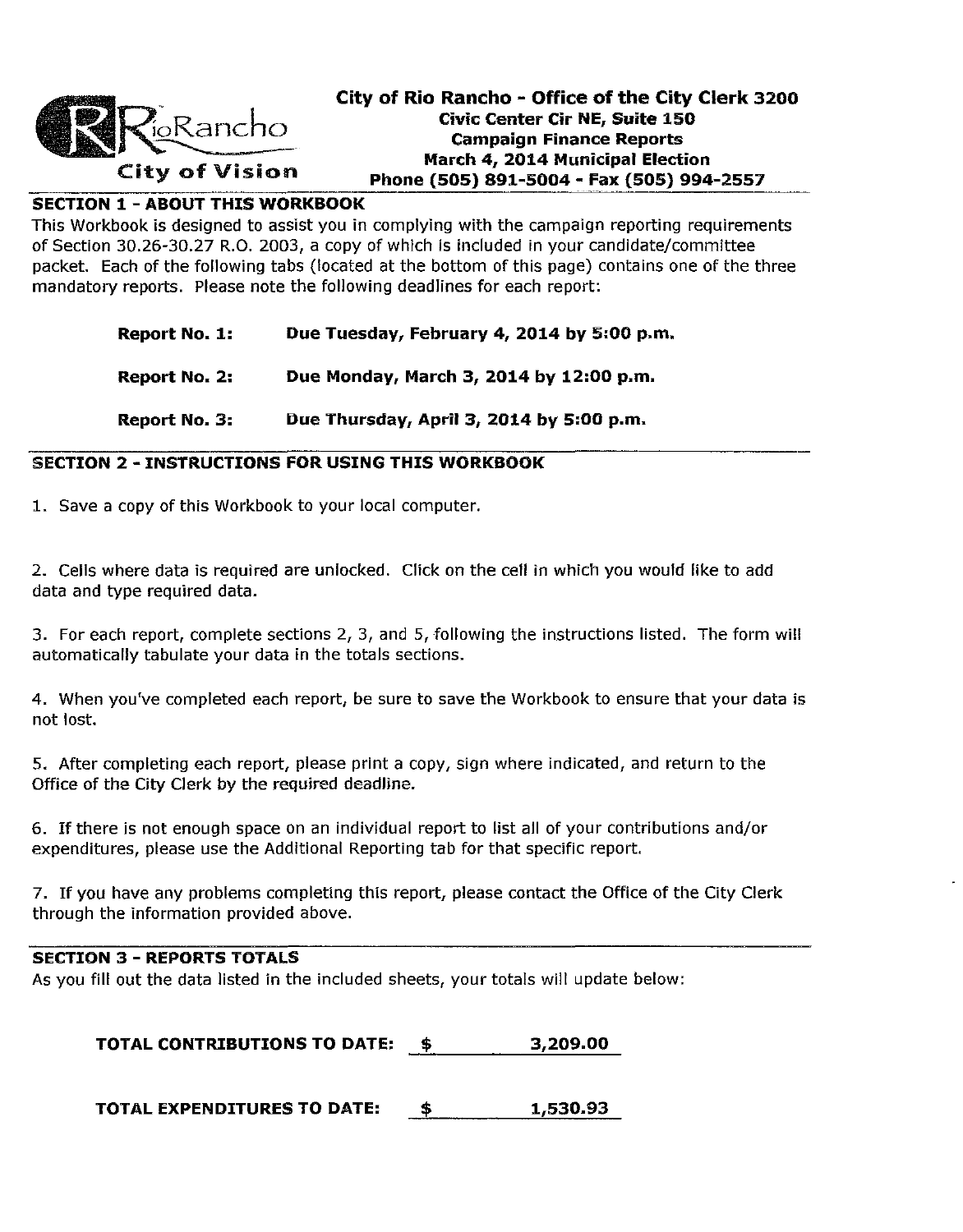**City of Rio Rancho - Office of the City Clerk 3200 Civic Center Cir NE, Suite 150**
**Campaign Finance Reports**
**March 4, 2014 Municipal Election**
**Phone (505) 891-5004 - Fax (505) 994-2557**

RioRancho
City of Vision

## SECTION 1 - ABOUT THIS WORKBOOK

This Workbook is designed to assist you in complying with the campaign reporting requirements of Section 30.26-30.27 R.O. 2003, a copy of which is included in your candidate/committee packet. Each of the following tabs (located at the bottom of this page) contains one of the three mandatory reports. Please note the following deadlines for each report:

**Report No. 1:** **Due Tuesday, February 4, 2014 by 5:00 p.m.**

**Report No. 2:** **Due Monday, March 3, 2014 by 12:00 p.m.**

**Report No. 3:** **Due Thursday, April 3, 2014 by 5:00 p.m.**

## SECTION 2 - INSTRUCTIONS FOR USING THIS WORKBOOK

1. Save a copy of this Workbook to your local computer.

2. Cells where data is required are unlocked. Click on the cell in which you would like to add data and type required data.

3. For each report, complete sections 2, 3, and 5, following the instructions listed. The form will automatically tabulate your data in the totals sections.

4. When you've completed each report, be sure to save the Workbook to ensure that your data is not lost.

5. After completing each report, please print a copy, sign where indicated, and return to the Office of the City Clerk by the required deadline.

6. If there is not enough space on an individual report to list all of your contributions and/or expenditures, please use the Additional Reporting tab for that specific report.

7. If you have any problems completing this report, please contact the Office of the City Clerk through the information provided above.

## SECTION 3 - REPORTS TOTALS

As you fill out the data listed in the included sheets, your totals will update below:

**TOTAL CONTRIBUTIONS TO DATE:** **$ 3,209.00**

**TOTAL EXPENDITURES TO DATE:** **$ 1,530.93**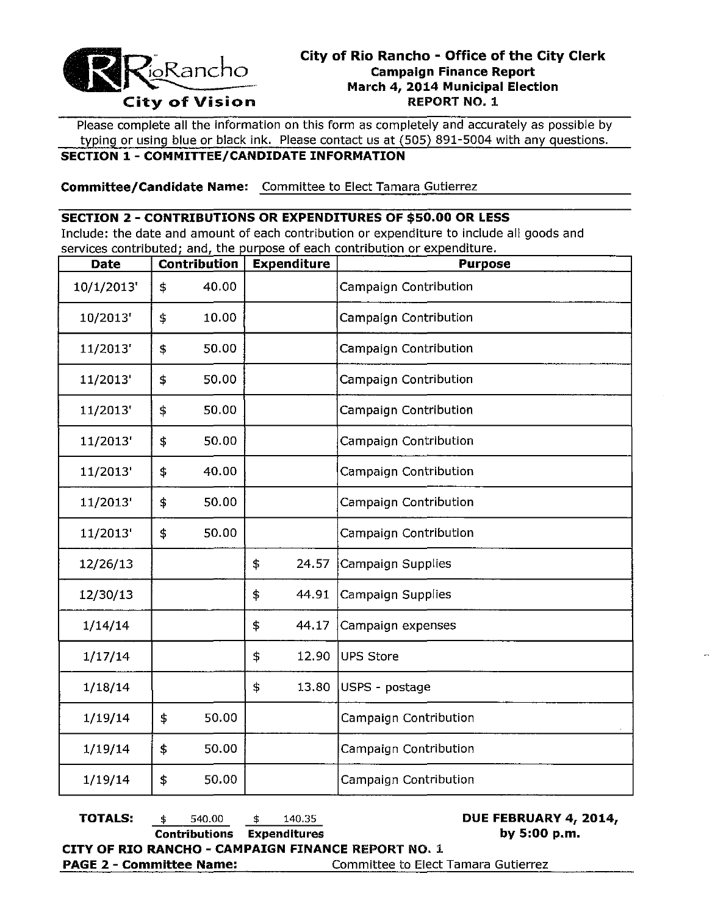# City of Rio Rancho - Office of the City Clerk

**Campaign Finance Report**
**March 4, 2014 Municipal Election**
**REPORT NO. 1**

City of Vision

Please complete all the information on this form as completely and accurately as possible by typing or using blue or black ink. Please contact us at (505) 891-5004 with any questions.

## SECTION 1 - COMMITTEE/CANDIDATE INFORMATION

**Committee/Candidate Name:** Committee to Elect Tamara Gutierrez

## SECTION 2 - CONTRIBUTIONS OR EXPENDITURES OF $50.00 OR LESS

Include: the date and amount of each contribution or expenditure to include all goods and services contributed; and, the purpose of each contribution or expenditure.

| Date | Contribution | Expenditure | Purpose |
|---|---|---|---|
| 10/1/2013' | $ 40.00 | | Campaign Contribution |
| 10/2013' | $ 10.00 | | Campaign Contribution |
| 11/2013' | $ 50.00 | | Campaign Contribution |
| 11/2013' | $ 50.00 | | Campaign Contribution |
| 11/2013' | $ 50.00 | | Campaign Contribution |
| 11/2013' | $ 50.00 | | Campaign Contribution |
| 11/2013' | $ 40.00 | | Campaign Contribution |
| 11/2013' | $ 50.00 | | Campaign Contribution |
| 11/2013' | $ 50.00 | | Campaign Contribution |
| 12/26/13 | | $ 24.57 | Campaign Supplies |
| 12/30/13 | | $ 44.91 | Campaign Supplies |
| 1/14/14 | | $ 44.17 | Campaign expenses |
| 1/17/14 | | $ 12.90 | UPS Store |
| 1/18/14 | | $ 13.80 | USPS - postage |
| 1/19/14 | $ 50.00 | | Campaign Contribution |
| 1/19/14 | $ 50.00 | | Campaign Contribution |
| 1/19/14 | $ 50.00 | | Campaign Contribution |

**TOTALS:** $ 540.00 **Contributions** $ 140.35 **Expenditures**

**DUE FEBRUARY 4, 2014, by 5:00 p.m.**

**CITY OF RIO RANCHO - CAMPAIGN FINANCE REPORT NO. 1**

**PAGE 2 - Committee Name:** Committee to Elect Tamara Gutierrez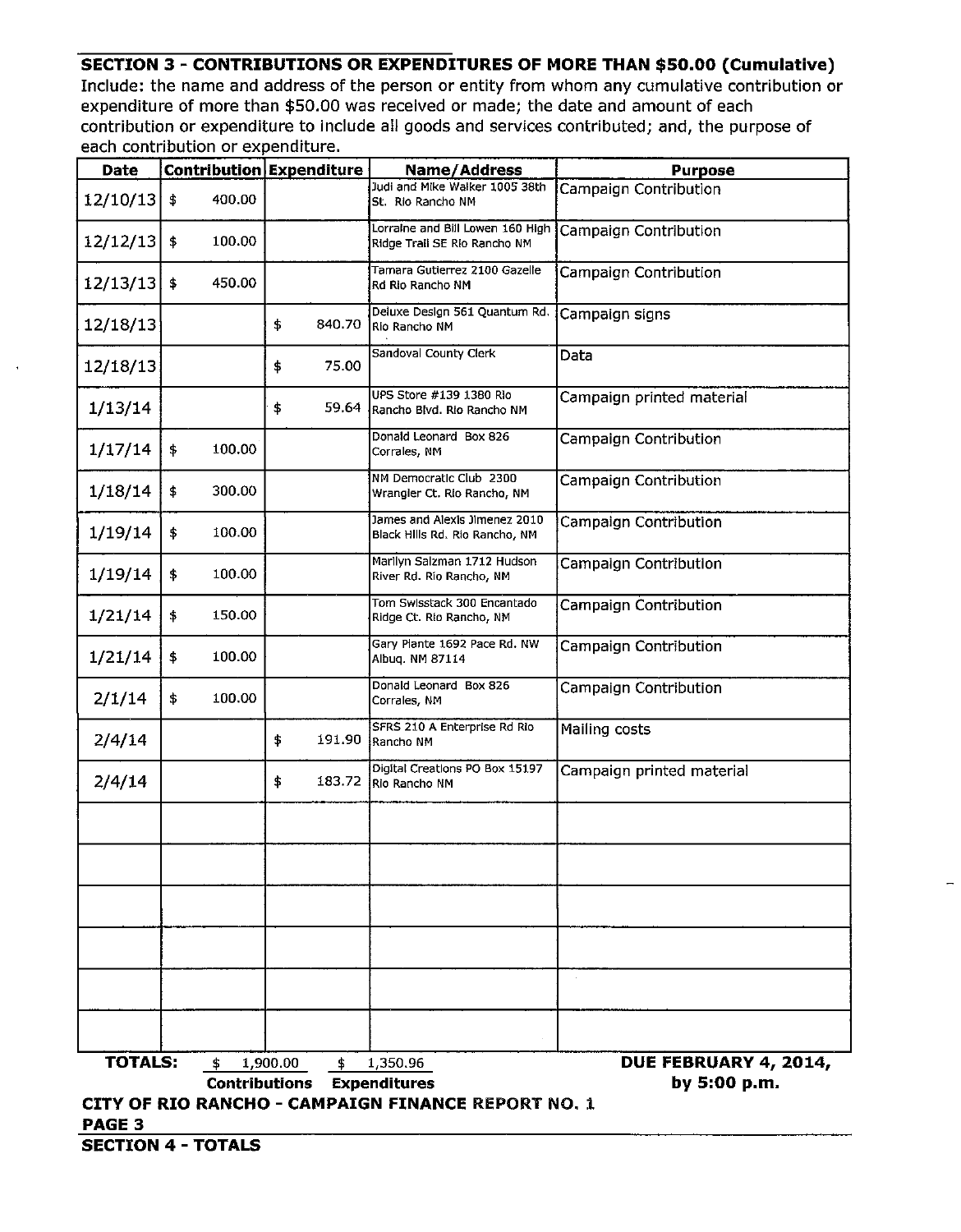## SECTION 3 - CONTRIBUTIONS OR EXPENDITURES OF MORE THAN $50.00 (Cumulative)

Include: the name and address of the person or entity from whom any cumulative contribution or expenditure of more than $50.00 was received or made; the date and amount of each contribution or expenditure to include all goods and services contributed; and, the purpose of each contribution or expenditure.

| Date | Contribution | Expenditure | Name/Address | Purpose |
|---|---|---|---|---|
| 12/10/13 | $ 400.00 | | Judi and Mike Walker 1005 38th St. Rio Rancho NM | Campaign Contribution |
| 12/12/13 | $ 100.00 | | Lorraine and Bill Lowen 160 High Ridge Trail SE Rio Rancho NM | Campaign Contribution |
| 12/13/13 | $ 450.00 | | Tamara Gutierrez 2100 Gazelle Rd Rio Rancho NM | Campaign Contribution |
| 12/18/13 | | $ 840.70 | Deluxe Design 561 Quantum Rd. Rio Rancho NM | Campaign signs |
| 12/18/13 | | $ 75.00 | Sandoval County Clerk | Data |
| 1/13/14 | | $ 59.64 | UPS Store #139 1380 Rio Rancho Blvd. Rio Rancho NM | Campaign printed material |
| 1/17/14 | $ 100.00 | | Donald Leonard Box 826 Corrales, NM | Campaign Contribution |
| 1/18/14 | $ 300.00 | | NM Democratic Club 2300 Wrangler Ct. Rio Rancho, NM | Campaign Contribution |
| 1/19/14 | $ 100.00 | | James and Alexis Jimenez 2010 Black Hills Rd. Rio Rancho, NM | Campaign Contribution |
| 1/19/14 | $ 100.00 | | Marilyn Salzman 1712 Hudson River Rd. Rio Rancho, NM | Campaign Contribution |
| 1/21/14 | $ 150.00 | | Tom Swisstack 300 Encantado Ridge Ct. Rio Rancho, NM | Campaign Contribution |
| 1/21/14 | $ 100.00 | | Gary Plante 1692 Pace Rd. NW Albuq. NM 87114 | Campaign Contribution |
| 2/1/14 | $ 100.00 | | Donald Leonard Box 826 Corrales, NM | Campaign Contribution |
| 2/4/14 | | $ 191.90 | SFRS 210 A Enterprise Rd Rio Rancho NM | Mailing costs |
| 2/4/14 | | $ 183.72 | Digital Creations PO Box 15197 Rio Rancho NM | Campaign printed material |
| | | | | |
| | | | | |
| | | | | |
| | | | | |
| | | | | |
| | | | | |

**TOTALS:** $ 1,900.00 **Contributions** $ 1,350.96 **Expenditures**

**DUE FEBRUARY 4, 2014, by 5:00 p.m.**

**CITY OF RIO RANCHO - CAMPAIGN FINANCE REPORT NO. 1**

**PAGE 3**

**SECTION 4 - TOTALS**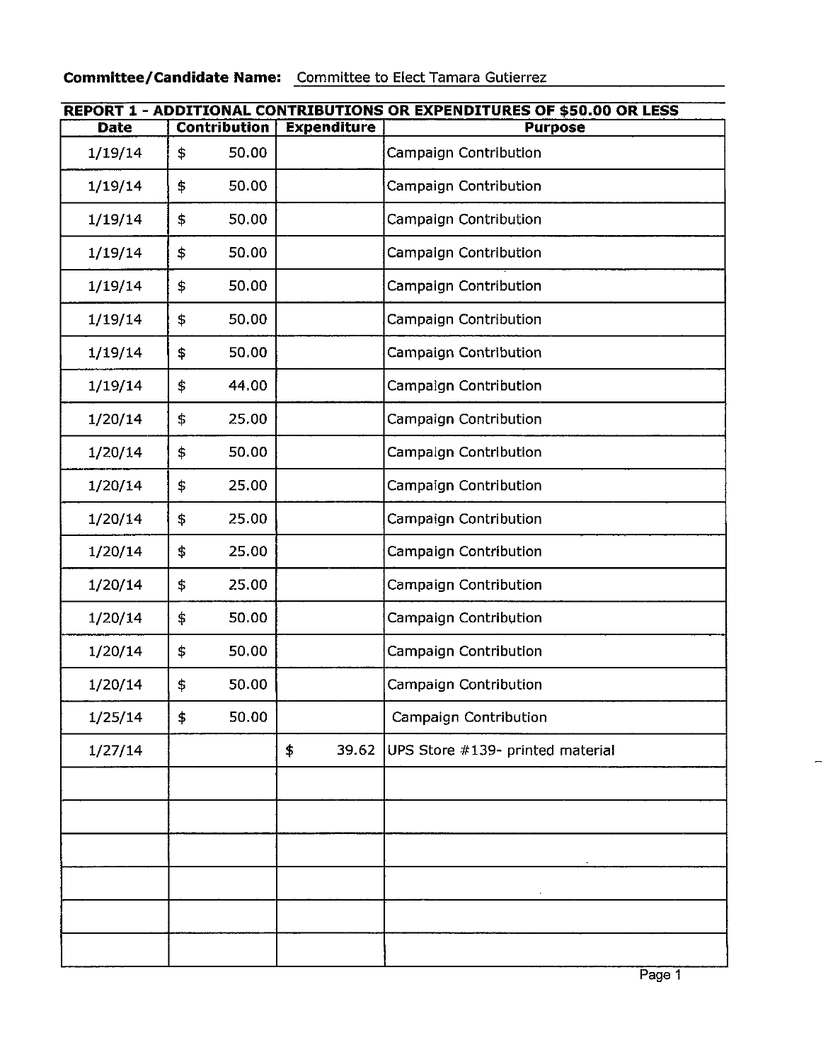**Committee/Candidate Name:** Committee to Elect Tamara Gutierrez

**REPORT 1 - ADDITIONAL CONTRIBUTIONS OR EXPENDITURES OF $50.00 OR LESS**

| Date | Contribution | Expenditure | Purpose |
|---|---|---|---|
| 1/19/14 | $ 50.00 | | Campaign Contribution |
| 1/19/14 | $ 50.00 | | Campaign Contribution |
| 1/19/14 | $ 50.00 | | Campaign Contribution |
| 1/19/14 | $ 50.00 | | Campaign Contribution |
| 1/19/14 | $ 50.00 | | Campaign Contribution |
| 1/19/14 | $ 50.00 | | Campaign Contribution |
| 1/19/14 | $ 50.00 | | Campaign Contribution |
| 1/19/14 | $ 44.00 | | Campaign Contribution |
| 1/20/14 | $ 25.00 | | Campaign Contribution |
| 1/20/14 | $ 50.00 | | Campaign Contribution |
| 1/20/14 | $ 25.00 | | Campaign Contribution |
| 1/20/14 | $ 25.00 | | Campaign Contribution |
| 1/20/14 | $ 25.00 | | Campaign Contribution |
| 1/20/14 | $ 25.00 | | Campaign Contribution |
| 1/20/14 | $ 50.00 | | Campaign Contribution |
| 1/20/14 | $ 50.00 | | Campaign Contribution |
| 1/20/14 | $ 50.00 | | Campaign Contribution |
| 1/25/14 | $ 50.00 | | Campaign Contribution |
| 1/27/14 | | $ 39.62 | UPS Store #139- printed material |
| | | | |
| | | | |
| | | | |
| | | | |
| | | | |
| | | | |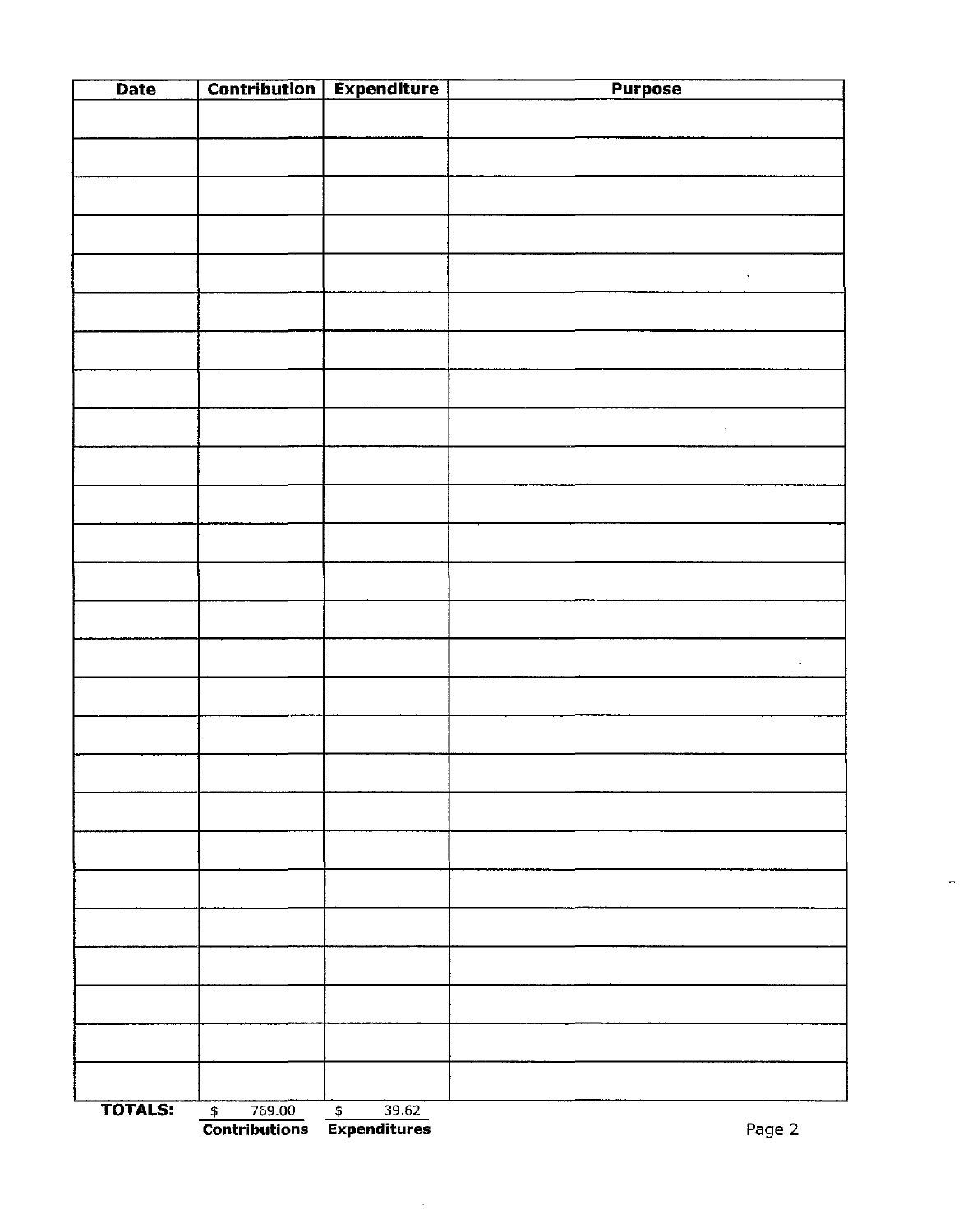| Date | Contribution | Expenditure | Purpose |
|---|---|---|---|
| | | | |
| | | | |
| | | | |
| | | | |
| | | | |
| | | | |
| | | | |
| | | | |
| | | | |
| | | | |
| | | | |
| | | | |
| | | | |
| | | | |
| | | | |
| | | | |
| | | | |
| | | | |
| | | | |
| | | | |
| | | | |
| | | | |
| | | | |
| | | | |
| | | | |
| | | | |
| **TOTALS:** | $ 769.00 | $ 39.62 | |
| | **Contributions** | **Expenditures** | |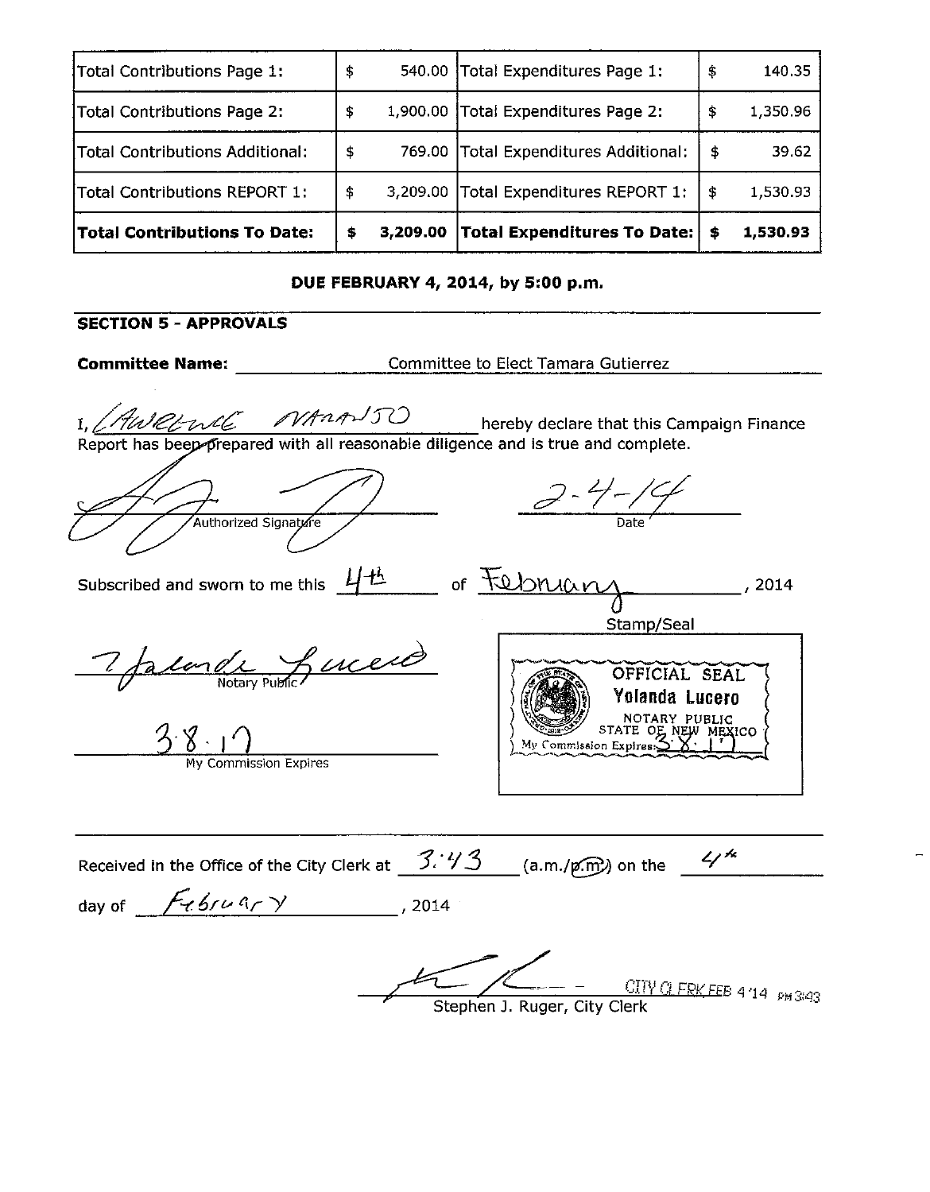| | | | | | |
|---|---|---|---|---|---|
| Total Contributions Page 1: | $ | 540.00 | Total Expenditures Page 1: | $ | 140.35 |
| Total Contributions Page 2: | $ | 1,900.00 | Total Expenditures Page 2: | $ | 1,350.96 |
| Total Contributions Additional: | $ | 769.00 | Total Expenditures Additional: | $ | 39.62 |
| Total Contributions REPORT 1: | $ | 3,209.00 | Total Expenditures REPORT 1: | $ | 1,530.93 |
| **Total Contributions To Date:** | **$** | **3,209.00** | **Total Expenditures To Date:** | **$** | **1,530.93** |

**DUE FEBRUARY 4, 2014, by 5:00 p.m.**

## SECTION 5 - APPROVALS

**Committee Name:** Committee to Elect Tamara Gutierrez

I, Lawrence Naranjo hereby declare that this Campaign Finance Report has been prepared with all reasonable diligence and is true and complete.

Authorized Signature

2-4-14

Date

Subscribed and sworn to me this 4th of February, 2014

Yolanda Lucero

Notary Public

3.8.17

My Commission Expires

Stamp/Seal

OFFICIAL SEAL
Yolanda Lucero
NOTARY PUBLIC
STATE OF NEW MEXICO
My Commission Expires: 3.8.17

Received in the Office of the City Clerk at 3:43 (a.m./p.m.) on the 4th day of February, 2014

Stephen J. Ruger, City Clerk

CITY CLERK FEB 4 '14 PM 3:43